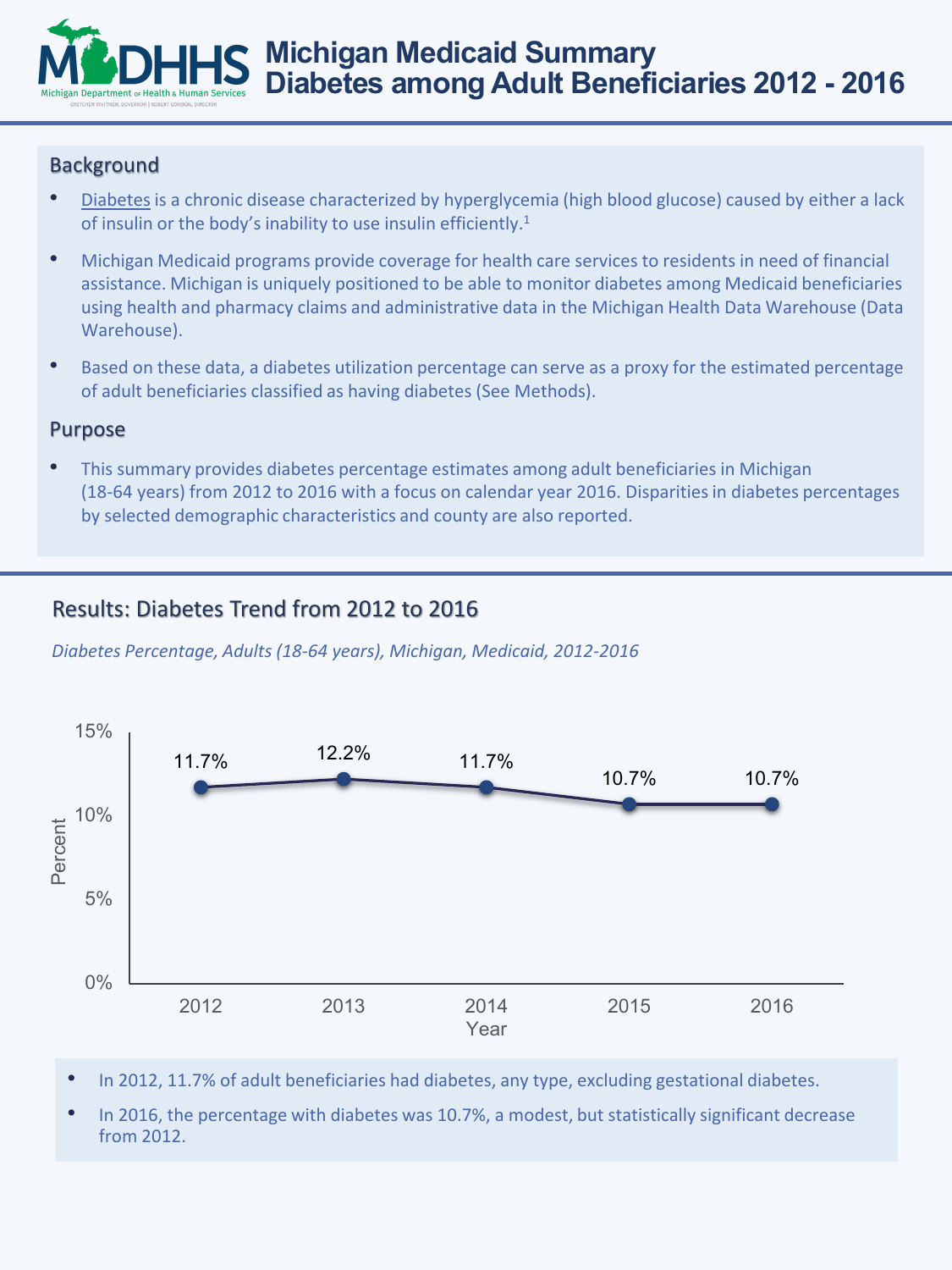# Michigan Medicaid Summary
# Diabetes among Adult Beneficiaries 2012 - 2016

## Background

- Diabetes is a chronic disease characterized by hyperglycemia (high blood glucose) caused by either a lack of insulin or the body's inability to use insulin efficiently.[1]
- Michigan Medicaid programs provide coverage for health care services to residents in need of financial assistance. Michigan is uniquely positioned to be able to monitor diabetes among Medicaid beneficiaries using health and pharmacy claims and administrative data in the Michigan Health Data Warehouse (Data Warehouse).
- Based on these data, a diabetes utilization percentage can serve as a proxy for the estimated percentage of adult beneficiaries classified as having diabetes (See Methods).

## Purpose

- This summary provides diabetes percentage estimates among adult beneficiaries in Michigan (18-64 years) from 2012 to 2016 with a focus on calendar year 2016. Disparities in diabetes percentages by selected demographic characteristics and county are also reported.

## Results: Diabetes Trend from 2012 to 2016

*Diabetes Percentage, Adults (18-64 years), Michigan, Medicaid, 2012-2016*

| Year | Percent |
|---|---|
| 2012 | 11.7% |
| 2013 | 12.2% |
| 2014 | 11.7% |
| 2015 | 10.7% |
| 2016 | 10.7% |

- In 2012, 11.7% of adult beneficiaries had diabetes, any type, excluding gestational diabetes.
- In 2016, the percentage with diabetes was 10.7%, a modest, but statistically significant decrease from 2012.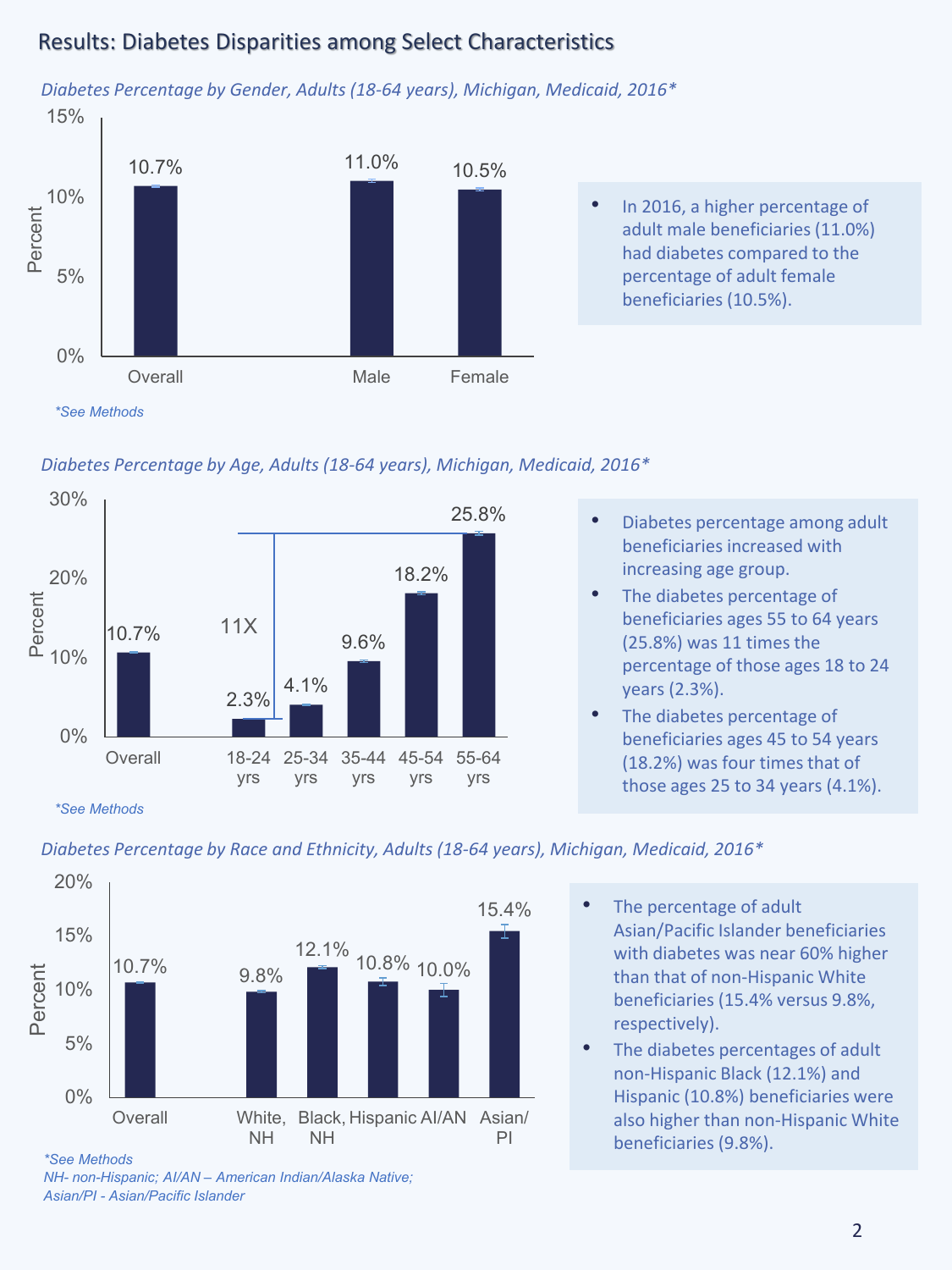## Results: Diabetes Disparities among Select Characteristics

*Diabetes Percentage by Gender, Adults (18-64 years), Michigan, Medicaid, 2016**

| | Percent |
|---|---|
| Overall | 10.7% |
| Male | 11.0% |
| Female | 10.5% |

*\*See Methods*

- In 2016, a higher percentage of adult male beneficiaries (11.0%) had diabetes compared to the percentage of adult female beneficiaries (10.5%).

*Diabetes Percentage by Age, Adults (18-64 years), Michigan, Medicaid, 2016**

| | Percent |
|---|---|
| Overall | 10.7% |
| 18-24 yrs | 2.3% |
| 25-34 yrs | 4.1% |
| 35-44 yrs | 9.6% |
| 45-54 yrs | 18.2% |
| 55-64 yrs | 25.8% |

11X

*\*See Methods*

- Diabetes percentage among adult beneficiaries increased with increasing age group.
- The diabetes percentage of beneficiaries ages 55 to 64 years (25.8%) was 11 times the percentage of those ages 18 to 24 years (2.3%).
- The diabetes percentage of beneficiaries ages 45 to 54 years (18.2%) was four times that of those ages 25 to 34 years (4.1%).

*Diabetes Percentage by Race and Ethnicity, Adults (18-64 years), Michigan, Medicaid, 2016**

| | Percent |
|---|---|
| Overall | 10.7% |
| White, NH | 9.8% |
| Black, NH | 12.1% |
| Hispanic | 10.8% |
| AI/AN | 10.0% |
| Asian/PI | 15.4% |

*\*See Methods*
*NH- non-Hispanic; AI/AN – American Indian/Alaska Native; Asian/PI - Asian/Pacific Islander*

- The percentage of adult Asian/Pacific Islander beneficiaries with diabetes was near 60% higher than that of non-Hispanic White beneficiaries (15.4% versus 9.8%, respectively).
- The diabetes percentages of adult non-Hispanic Black (12.1%) and Hispanic (10.8%) beneficiaries were also higher than non-Hispanic White beneficiaries (9.8%).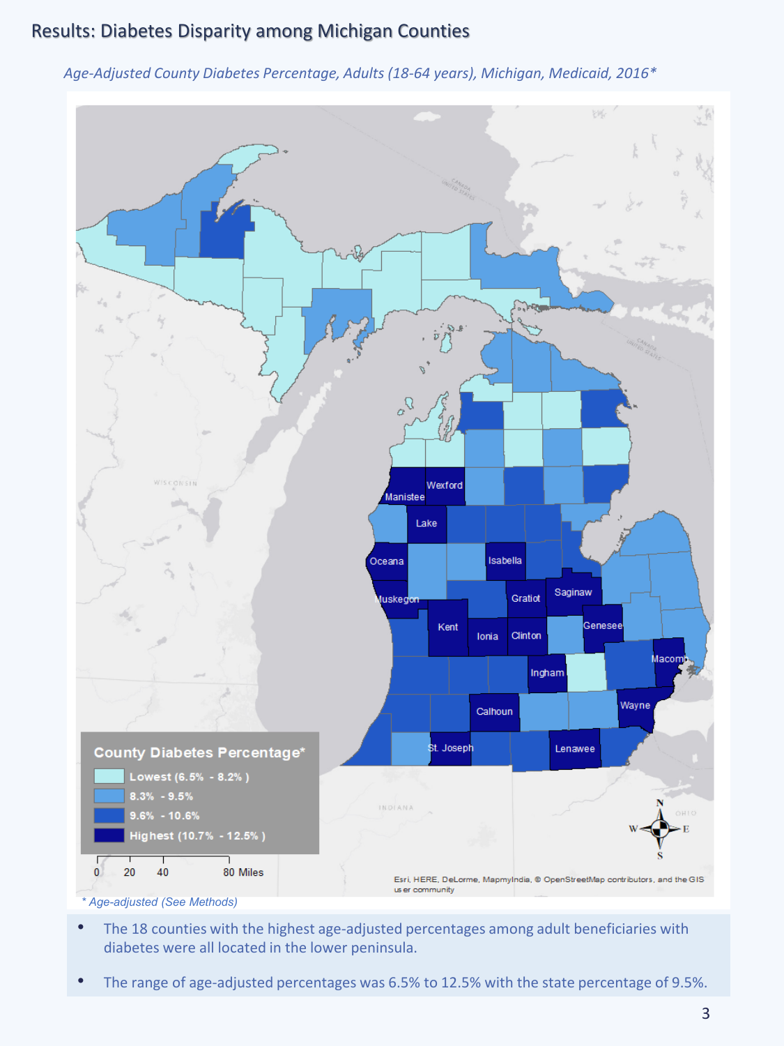## Results: Diabetes Disparity among Michigan Counties

*Age-Adjusted County Diabetes Percentage, Adults (18-64 years), Michigan, Medicaid, 2016**

**County Diabetes Percentage***

- Lowest (6.5% - 8.2% )
- 8.3% - 9.5%
- 9.6% - 10.6%
- Highest (10.7% - 12.5% )

Highest counties labeled: Manistee, Wexford, Lake, Oceana, Isabella, Muskegon, Gratiot, Saginaw, Kent, Ionia, Clinton, Genesee, Macomb, Ingham, Calhoun, Wayne, St. Joseph, Lenawee

0 20 40 80 Miles

Esri, HERE, DeLorme, MapmyIndia, © OpenStreetMap contributors, and the GIS user community

*\* Age-adjusted (See Methods)*

- The 18 counties with the highest age-adjusted percentages among adult beneficiaries with diabetes were all located in the lower peninsula.
- The range of age-adjusted percentages was 6.5% to 12.5% with the state percentage of 9.5%.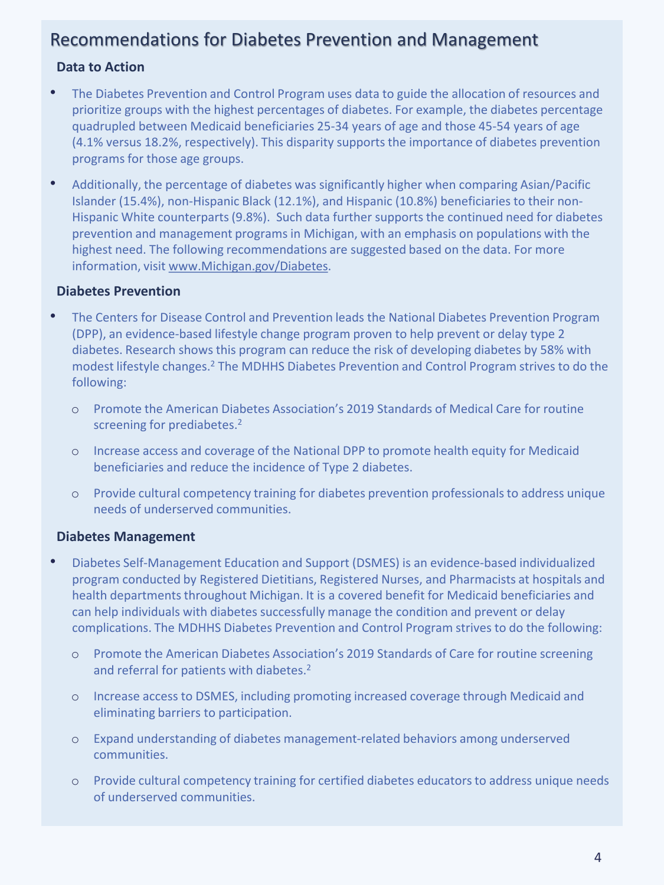## Recommendations for Diabetes Prevention and Management

### Data to Action

- The Diabetes Prevention and Control Program uses data to guide the allocation of resources and prioritize groups with the highest percentages of diabetes. For example, the diabetes percentage quadrupled between Medicaid beneficiaries 25-34 years of age and those 45-54 years of age (4.1% versus 18.2%, respectively). This disparity supports the importance of diabetes prevention programs for those age groups.
- Additionally, the percentage of diabetes was significantly higher when comparing Asian/Pacific Islander (15.4%), non-Hispanic Black (12.1%), and Hispanic (10.8%) beneficiaries to their non-Hispanic White counterparts (9.8%). Such data further supports the continued need for diabetes prevention and management programs in Michigan, with an emphasis on populations with the highest need. The following recommendations are suggested based on the data. For more information, visit www.Michigan.gov/Diabetes.

### Diabetes Prevention

- The Centers for Disease Control and Prevention leads the National Diabetes Prevention Program (DPP), an evidence-based lifestyle change program proven to help prevent or delay type 2 diabetes. Research shows this program can reduce the risk of developing diabetes by 58% with modest lifestyle changes.[2] The MDHHS Diabetes Prevention and Control Program strives to do the following:
  - Promote the American Diabetes Association's 2019 Standards of Medical Care for routine screening for prediabetes.[2]
  - Increase access and coverage of the National DPP to promote health equity for Medicaid beneficiaries and reduce the incidence of Type 2 diabetes.
  - Provide cultural competency training for diabetes prevention professionals to address unique needs of underserved communities.

### Diabetes Management

- Diabetes Self-Management Education and Support (DSMES) is an evidence-based individualized program conducted by Registered Dietitians, Registered Nurses, and Pharmacists at hospitals and health departments throughout Michigan. It is a covered benefit for Medicaid beneficiaries and can help individuals with diabetes successfully manage the condition and prevent or delay complications. The MDHHS Diabetes Prevention and Control Program strives to do the following:
  - Promote the American Diabetes Association's 2019 Standards of Care for routine screening and referral for patients with diabetes.[2]
  - Increase access to DSMES, including promoting increased coverage through Medicaid and eliminating barriers to participation.
  - Expand understanding of diabetes management-related behaviors among underserved communities.
  - Provide cultural competency training for certified diabetes educators to address unique needs of underserved communities.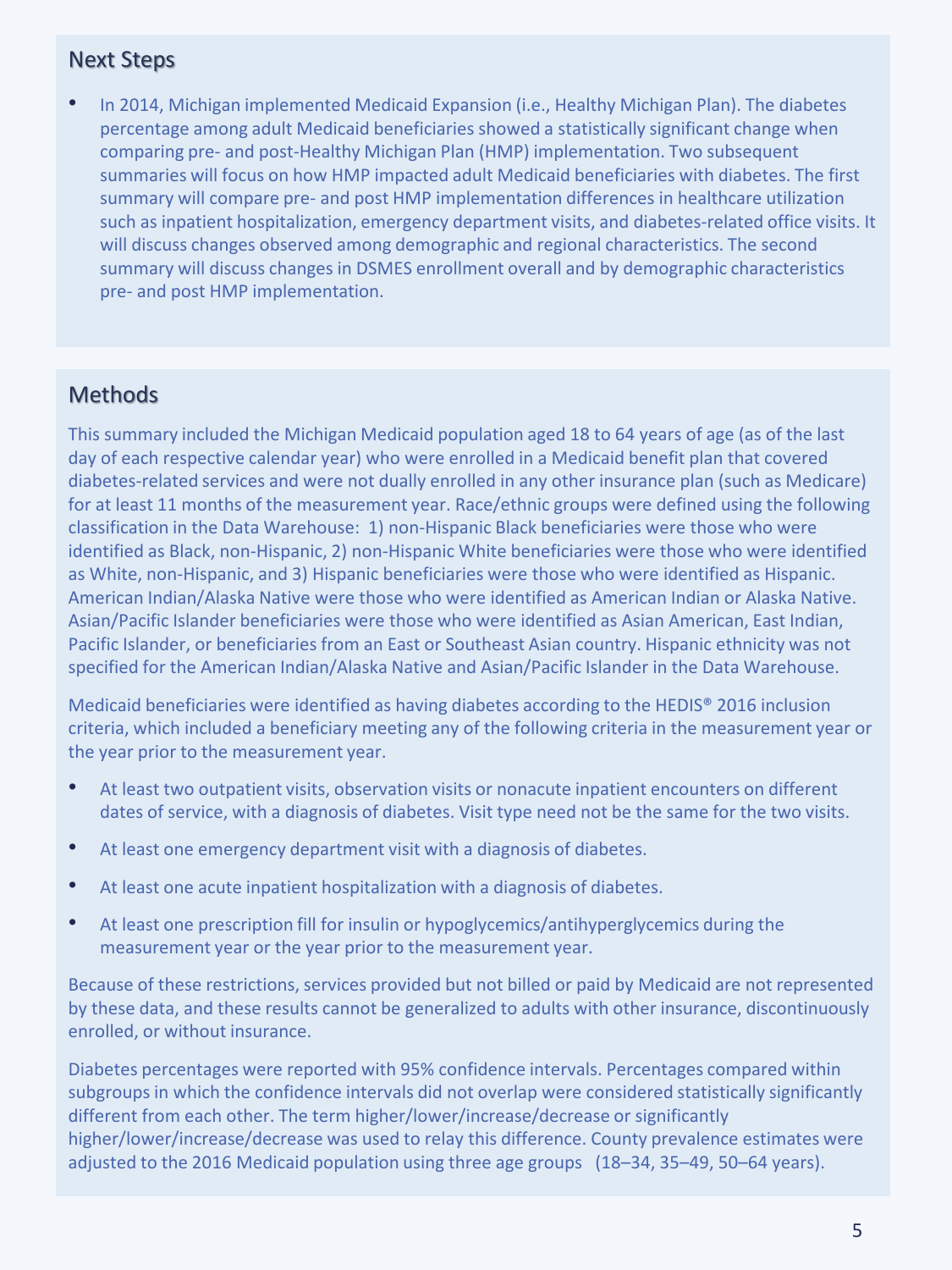## Next Steps

- In 2014, Michigan implemented Medicaid Expansion (i.e., Healthy Michigan Plan). The diabetes percentage among adult Medicaid beneficiaries showed a statistically significant change when comparing pre- and post-Healthy Michigan Plan (HMP) implementation. Two subsequent summaries will focus on how HMP impacted adult Medicaid beneficiaries with diabetes. The first summary will compare pre- and post HMP implementation differences in healthcare utilization such as inpatient hospitalization, emergency department visits, and diabetes-related office visits. It will discuss changes observed among demographic and regional characteristics. The second summary will discuss changes in DSMES enrollment overall and by demographic characteristics pre- and post HMP implementation.

## Methods

This summary included the Michigan Medicaid population aged 18 to 64 years of age (as of the last day of each respective calendar year) who were enrolled in a Medicaid benefit plan that covered diabetes-related services and were not dually enrolled in any other insurance plan (such as Medicare) for at least 11 months of the measurement year. Race/ethnic groups were defined using the following classification in the Data Warehouse: 1) non-Hispanic Black beneficiaries were those who were identified as Black, non-Hispanic, 2) non-Hispanic White beneficiaries were those who were identified as White, non-Hispanic, and 3) Hispanic beneficiaries were those who were identified as Hispanic. American Indian/Alaska Native were those who were identified as American Indian or Alaska Native. Asian/Pacific Islander beneficiaries were those who were identified as Asian American, East Indian, Pacific Islander, or beneficiaries from an East or Southeast Asian country. Hispanic ethnicity was not specified for the American Indian/Alaska Native and Asian/Pacific Islander in the Data Warehouse.

Medicaid beneficiaries were identified as having diabetes according to the HEDIS® 2016 inclusion criteria, which included a beneficiary meeting any of the following criteria in the measurement year or the year prior to the measurement year.

- At least two outpatient visits, observation visits or nonacute inpatient encounters on different dates of service, with a diagnosis of diabetes. Visit type need not be the same for the two visits.
- At least one emergency department visit with a diagnosis of diabetes.
- At least one acute inpatient hospitalization with a diagnosis of diabetes.
- At least one prescription fill for insulin or hypoglycemics/antihyperglycemics during the measurement year or the year prior to the measurement year.

Because of these restrictions, services provided but not billed or paid by Medicaid are not represented by these data, and these results cannot be generalized to adults with other insurance, discontinuously enrolled, or without insurance.

Diabetes percentages were reported with 95% confidence intervals. Percentages compared within subgroups in which the confidence intervals did not overlap were considered statistically significantly different from each other. The term higher/lower/increase/decrease or significantly higher/lower/increase/decrease was used to relay this difference. County prevalence estimates were adjusted to the 2016 Medicaid population using three age groups (18–34, 35–49, 50–64 years).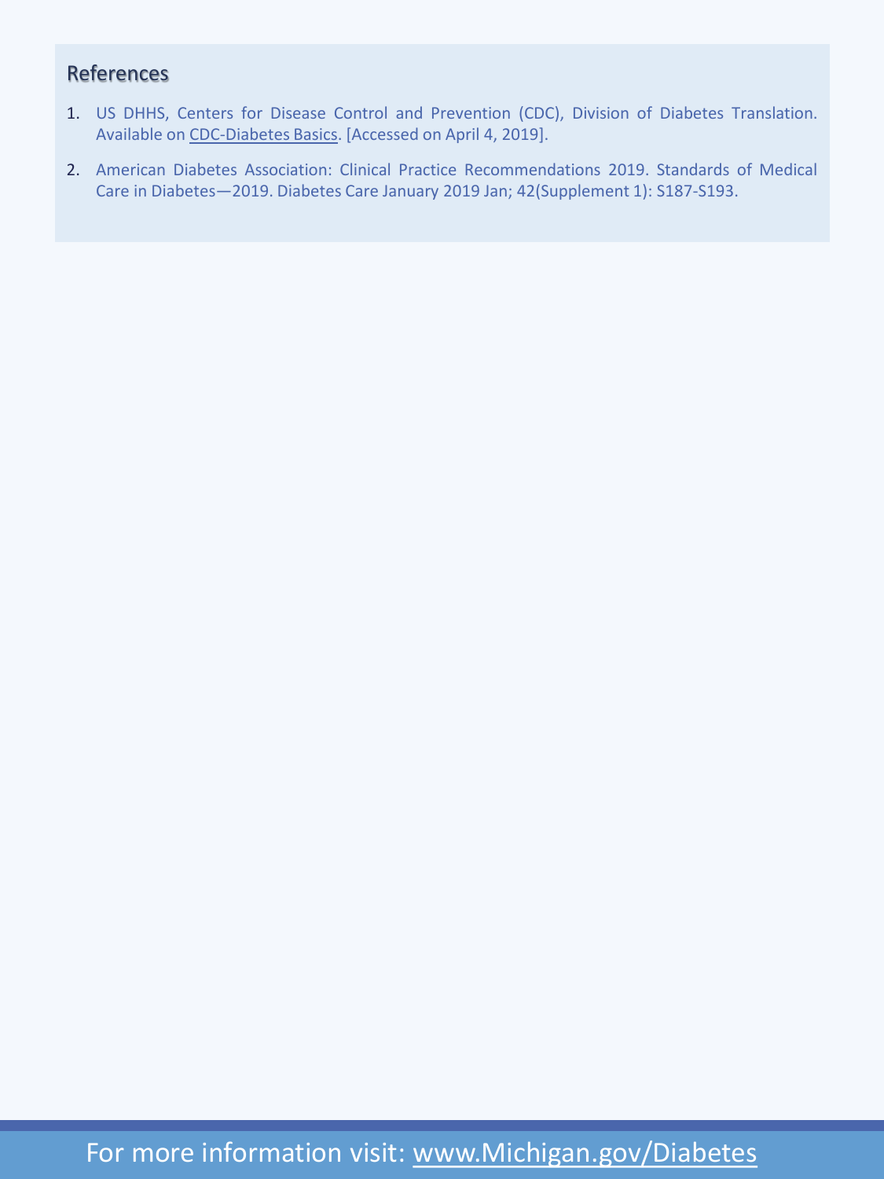## References

1. US DHHS, Centers for Disease Control and Prevention (CDC), Division of Diabetes Translation. Available on CDC-Diabetes Basics. [Accessed on April 4, 2019].
2. American Diabetes Association: Clinical Practice Recommendations 2019. Standards of Medical Care in Diabetes—2019. Diabetes Care January 2019 Jan; 42(Supplement 1): S187-S193.

For more information visit: www.Michigan.gov/Diabetes